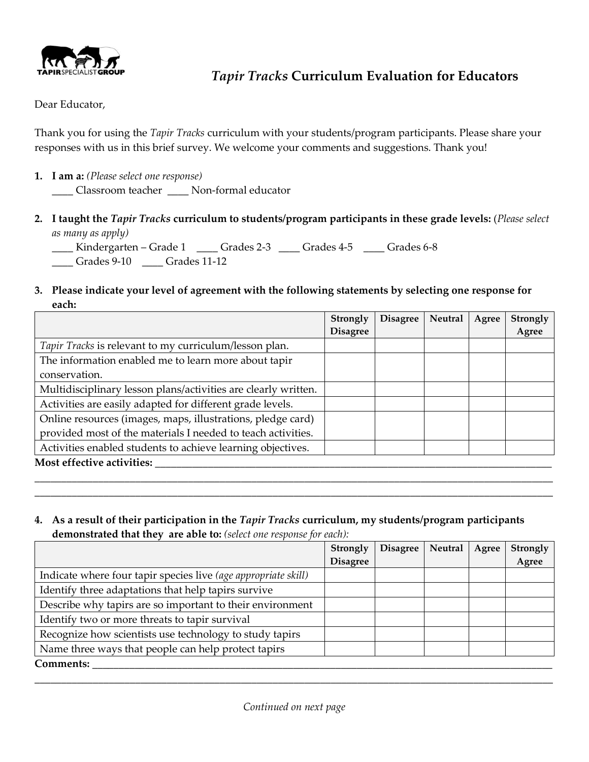# *Tapir Tracks* Curriculum Evaluation for Educators

Dear Educator,

Thank you for using the *Tapir Tracks* curriculum with your students/program participants. Please share your responses with us in this brief survey. We welcome your comments and suggestions. Thank you!

1. **I am a:** *(Please select one response)*
   ____ Classroom teacher ____ Non-formal educator

2. **I taught the *Tapir Tracks* curriculum to students/program participants in these grade levels:** (*Please select as many as apply)*
   ____ Kindergarten – Grade 1 ____ Grades 2-3 ____ Grades 4-5 ____ Grades 6-8
   ____ Grades 9-10 ____ Grades 11-12

3. **Please indicate your level of agreement with the following statements by selecting one response for each:**

| | Strongly Disagree | Disagree | Neutral | Agree | Strongly Agree |
|---|---|---|---|---|---|
| *Tapir Tracks* is relevant to my curriculum/lesson plan. | | | | | |
| The information enabled me to learn more about tapir conservation. | | | | | |
| Multidisciplinary lesson plans/activities are clearly written. | | | | | |
| Activities are easily adapted for different grade levels. | | | | | |
| Online resources (images, maps, illustrations, pledge card) provided most of the materials I needed to teach activities. | | | | | |
| Activities enabled students to achieve learning objectives. | | | | | |

**Most effective activities:** ____________________________________________________________
____________________________________________________________________________________
____________________________________________________________________________________

4. **As a result of their participation in the *Tapir Tracks* curriculum, my students/program participants demonstrated that they are able to:** *(select one response for each):*

| | Strongly Disagree | Disagree | Neutral | Agree | Strongly Agree |
|---|---|---|---|---|---|
| Indicate where four tapir species live *(age appropriate skill)* | | | | | |
| Identify three adaptations that help tapirs survive | | | | | |
| Describe why tapirs are so important to their environment | | | | | |
| Identify two or more threats to tapir survival | | | | | |
| Recognize how scientists use technology to study tapirs | | | | | |
| Name three ways that people can help protect tapirs | | | | | |

**Comments:** ____________________________________________________________________________
____________________________________________________________________________________

*Continued on next page*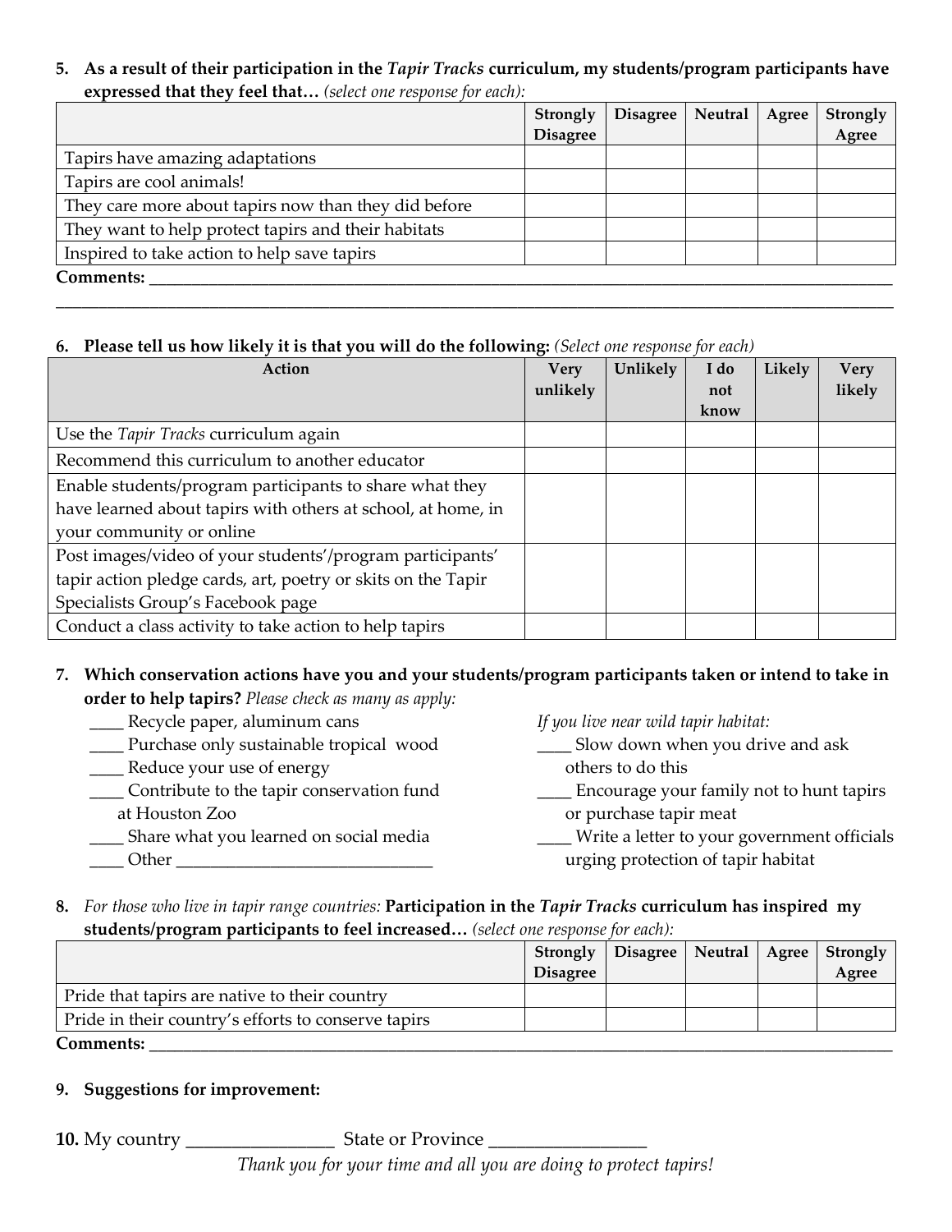**5. As a result of their participation in the *Tapir Tracks* curriculum, my students/program participants have expressed that they feel that…** *(select one response for each):*

| | Strongly Disagree | Disagree | Neutral | Agree | Strongly Agree |
|---|---|---|---|---|---|
| Tapirs have amazing adaptations | | | | | |
| Tapirs are cool animals! | | | | | |
| They care more about tapirs now than they did before | | | | | |
| They want to help protect tapirs and their habitats | | | | | |
| Inspired to take action to help save tapirs | | | | | |

**Comments:** ____________________________________________________________________________

______________________________________________________________________________________

**6. Please tell us how likely it is that you will do the following:** *(Select one response for each)*

| Action | Very unlikely | Unlikely | I do not know | Likely | Very likely |
|---|---|---|---|---|---|
| Use the *Tapir Tracks* curriculum again | | | | | |
| Recommend this curriculum to another educator | | | | | |
| Enable students/program participants to share what they have learned about tapirs with others at school, at home, in your community or online | | | | | |
| Post images/video of your students'/program participants' tapir action pledge cards, art, poetry or skits on the Tapir Specialists Group's Facebook page | | | | | |
| Conduct a class activity to take action to help tapirs | | | | | |

**7. Which conservation actions have you and your students/program participants taken or intend to take in order to help tapirs?** *Please check as many as apply:*

____ Recycle paper, aluminum cans

____ Purchase only sustainable tropical wood

____ Reduce your use of energy

____ Contribute to the tapir conservation fund at Houston Zoo

____ Share what you learned on social media

____ Other ______________________________

*If you live near wild tapir habitat:*

____ Slow down when you drive and ask others to do this

____ Encourage your family not to hunt tapirs or purchase tapir meat

____ Write a letter to your government officials urging protection of tapir habitat

**8.** *For those who live in tapir range countries:* **Participation in the *Tapir Tracks* curriculum has inspired my students/program participants to feel increased…** *(select one response for each):*

| | Strongly Disagree | Disagree | Neutral | Agree | Strongly Agree |
|---|---|---|---|---|---|
| Pride that tapirs are native to their country | | | | | |
| Pride in their country's efforts to conserve tapirs | | | | | |

**Comments:** ____________________________________________________________________________

**9. Suggestions for improvement:**

**10.** My country ________________ State or Province _________________

*Thank you for your time and all you are doing to protect tapirs!*